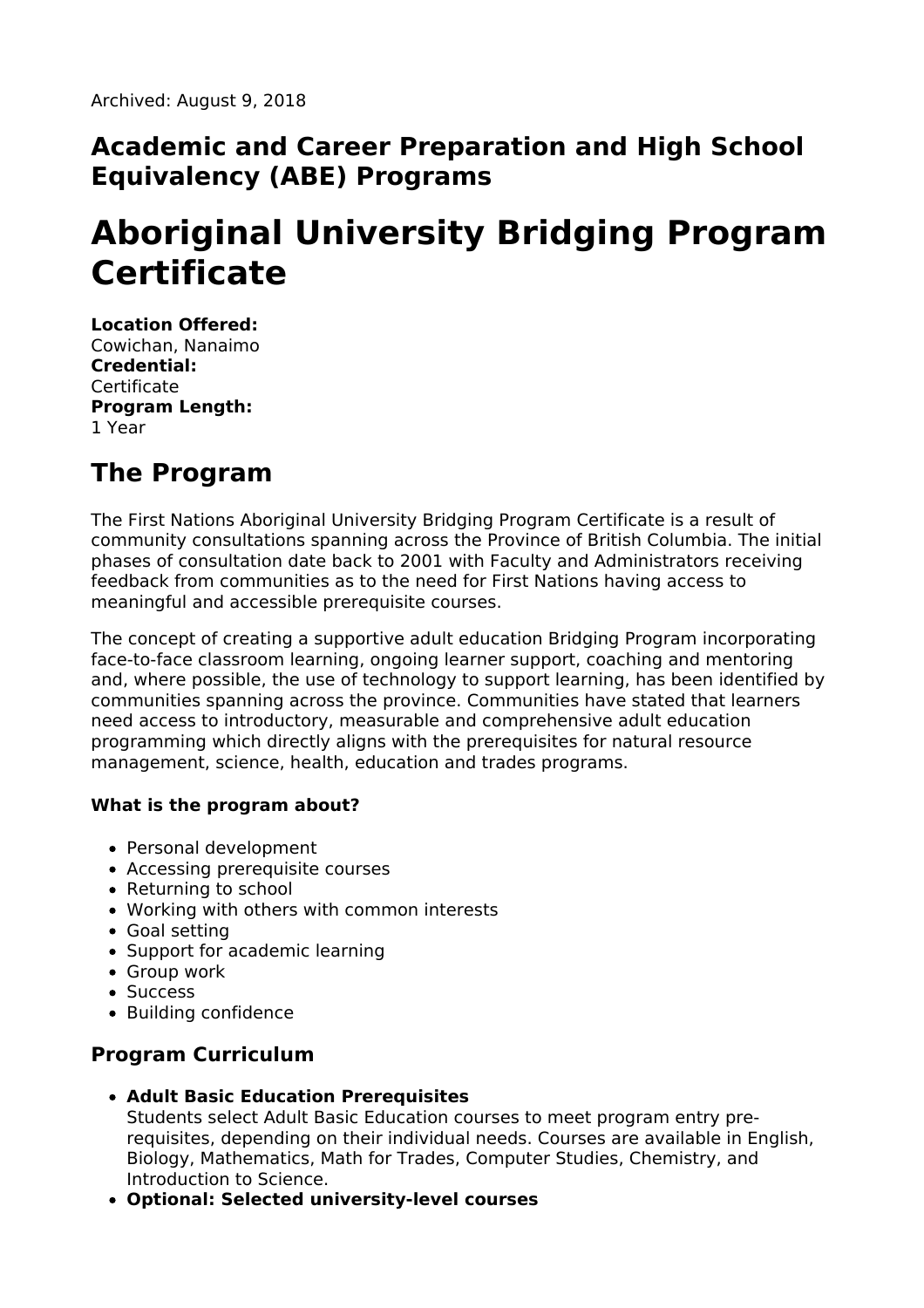Archived: August 9, 2018

### Academic and Career Preparation and High School Equivalency (ABE) Programs

# Aboriginal University Bridging Program Certificate

**Location Offered:**
Cowichan, Nanaimo
**Credential:**
Certificate
**Program Length:**
1 Year

## The Program

The First Nations Aboriginal University Bridging Program Certificate is a result of community consultations spanning across the Province of British Columbia. The initial phases of consultation date back to 2001 with Faculty and Administrators receiving feedback from communities as to the need for First Nations having access to meaningful and accessible prerequisite courses.

The concept of creating a supportive adult education Bridging Program incorporating face-to-face classroom learning, ongoing learner support, coaching and mentoring and, where possible, the use of technology to support learning, has been identified by communities spanning across the province. Communities have stated that learners need access to introductory, measurable and comprehensive adult education programming which directly aligns with the prerequisites for natural resource management, science, health, education and trades programs.

**What is the program about?**

- Personal development
- Accessing prerequisite courses
- Returning to school
- Working with others with common interests
- Goal setting
- Support for academic learning
- Group work
- Success
- Building confidence

### Program Curriculum

- **Adult Basic Education Prerequisites**
  Students select Adult Basic Education courses to meet program entry pre-requisites, depending on their individual needs. Courses are available in English, Biology, Mathematics, Math for Trades, Computer Studies, Chemistry, and Introduction to Science.
- **Optional: Selected university-level courses**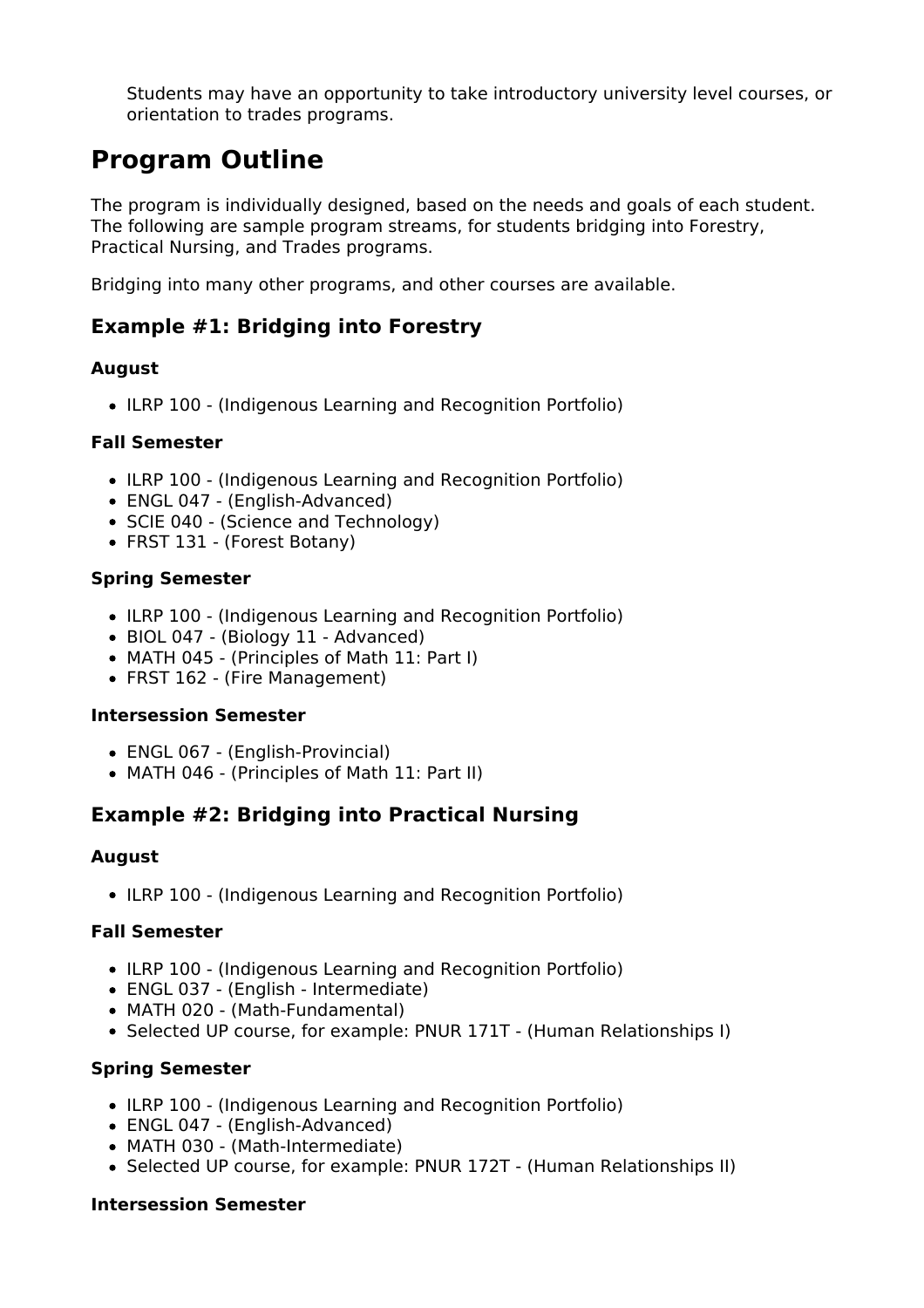Students may have an opportunity to take introductory university level courses, or orientation to trades programs.

## Program Outline

The program is individually designed, based on the needs and goals of each student. The following are sample program streams, for students bridging into Forestry, Practical Nursing, and Trades programs.

Bridging into many other programs, and other courses are available.

### Example #1: Bridging into Forestry

**August**

- ILRP 100 - (Indigenous Learning and Recognition Portfolio)

**Fall Semester**

- ILRP 100 - (Indigenous Learning and Recognition Portfolio)
- ENGL 047 - (English-Advanced)
- SCIE 040 - (Science and Technology)
- FRST 131 - (Forest Botany)

**Spring Semester**

- ILRP 100 - (Indigenous Learning and Recognition Portfolio)
- BIOL 047 - (Biology 11 - Advanced)
- MATH 045 - (Principles of Math 11: Part I)
- FRST 162 - (Fire Management)

**Intersession Semester**

- ENGL 067 - (English-Provincial)
- MATH 046 - (Principles of Math 11: Part II)

### Example #2: Bridging into Practical Nursing

**August**

- ILRP 100 - (Indigenous Learning and Recognition Portfolio)

**Fall Semester**

- ILRP 100 - (Indigenous Learning and Recognition Portfolio)
- ENGL 037 - (English - Intermediate)
- MATH 020 - (Math-Fundamental)
- Selected UP course, for example: PNUR 171T - (Human Relationships I)

**Spring Semester**

- ILRP 100 - (Indigenous Learning and Recognition Portfolio)
- ENGL 047 - (English-Advanced)
- MATH 030 - (Math-Intermediate)
- Selected UP course, for example: PNUR 172T - (Human Relationships II)

**Intersession Semester**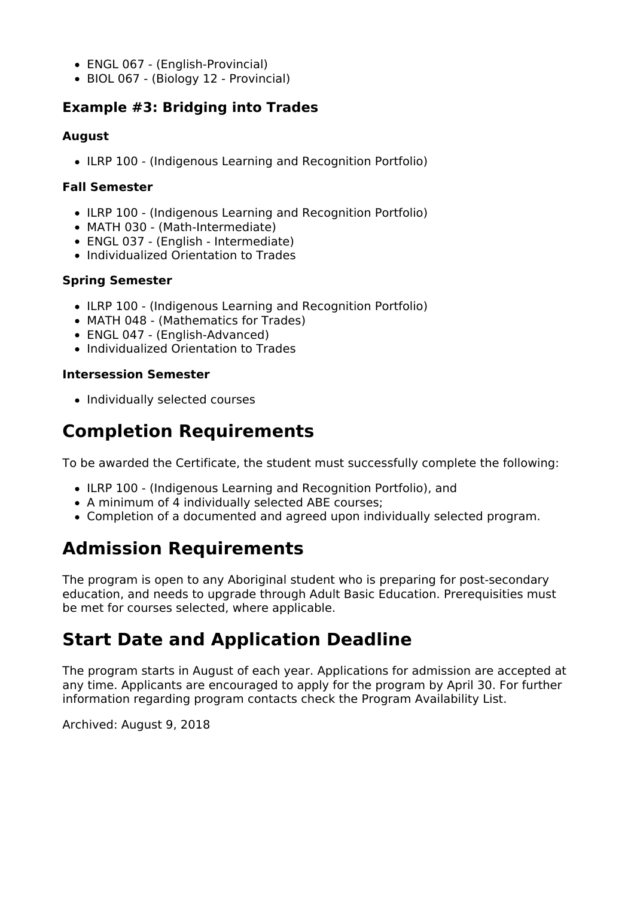- ENGL 067 - (English-Provincial)
- BIOL 067 - (Biology 12 - Provincial)

### Example #3: Bridging into Trades

**August**

- ILRP 100 - (Indigenous Learning and Recognition Portfolio)

**Fall Semester**

- ILRP 100 - (Indigenous Learning and Recognition Portfolio)
- MATH 030 - (Math-Intermediate)
- ENGL 037 - (English - Intermediate)
- Individualized Orientation to Trades

**Spring Semester**

- ILRP 100 - (Indigenous Learning and Recognition Portfolio)
- MATH 048 - (Mathematics for Trades)
- ENGL 047 - (English-Advanced)
- Individualized Orientation to Trades

**Intersession Semester**

- Individually selected courses

## Completion Requirements

To be awarded the Certificate, the student must successfully complete the following:

- ILRP 100 - (Indigenous Learning and Recognition Portfolio), and
- A minimum of 4 individually selected ABE courses;
- Completion of a documented and agreed upon individually selected program.

## Admission Requirements

The program is open to any Aboriginal student who is preparing for post-secondary education, and needs to upgrade through Adult Basic Education. Prerequisities must be met for courses selected, where applicable.

## Start Date and Application Deadline

The program starts in August of each year. Applications for admission are accepted at any time. Applicants are encouraged to apply for the program by April 30. For further information regarding program contacts check the Program Availability List.

Archived: August 9, 2018